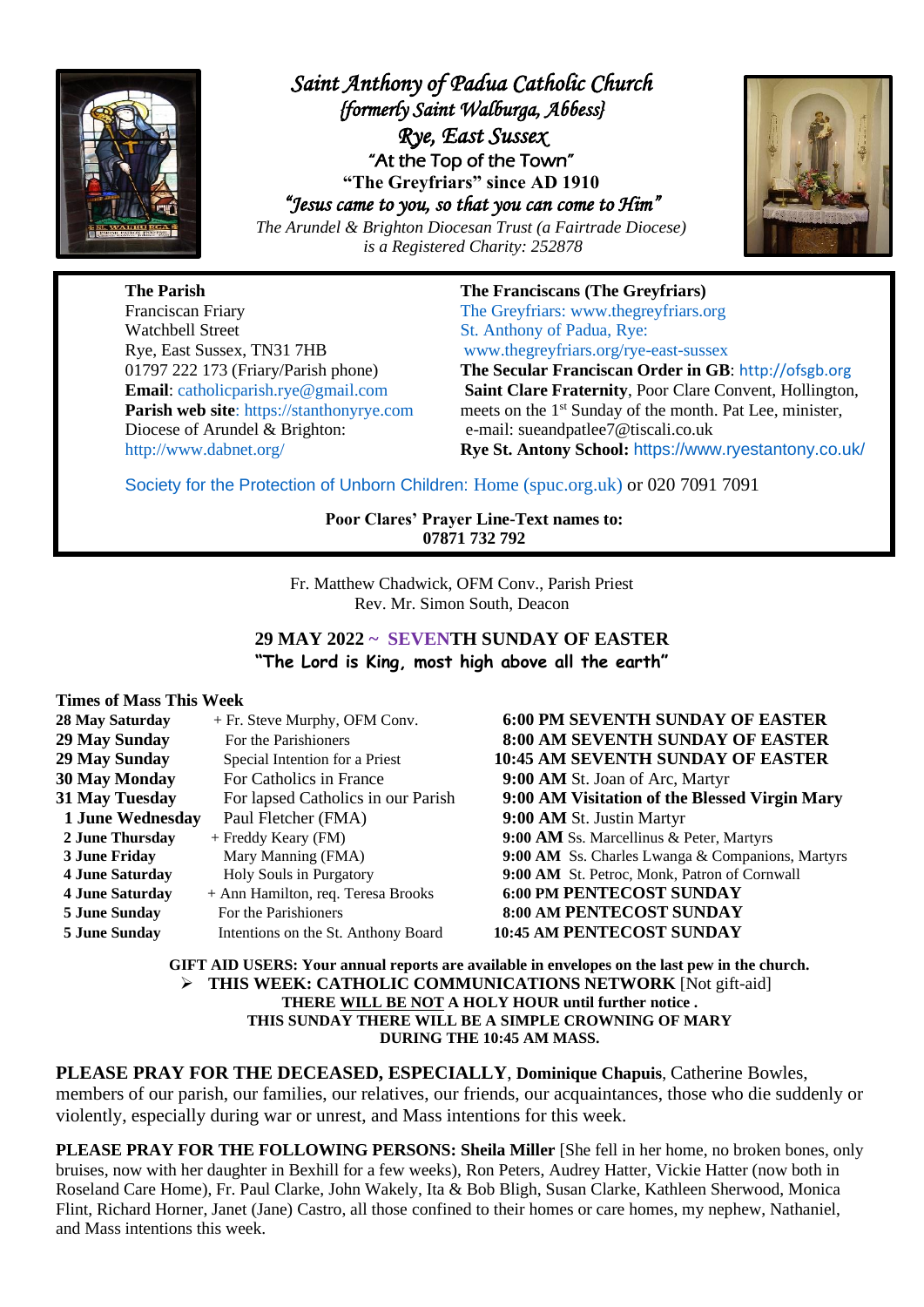# *Saint Anthony of Padua Catholic Church*

*{formerly Saint Walburga, Abbess}*

*Rye, East Sussex*

"At the Top of the Town"

**"The Greyfriars" since AD 1910**

*"Jesus came to you, so that you can come to Him"*

*The Arundel & Brighton Diocesan Trust (a Fairtrade Diocese) is a Registered Charity: 252878*

**The Parish**
Franciscan Friary
Watchbell Street
Rye, East Sussex, TN31 7HB
01797 222 173 (Friary/Parish phone)
**Email**: catholicparish.rye@gmail.com
**Parish web site**: https://stanthonyrye.com
Diocese of Arundel & Brighton:
http://www.dabnet.org/

**The Franciscans (The Greyfriars)**
The Greyfriars: www.thegreyfriars.org
St. Anthony of Padua, Rye:
www.thegreyfriars.org/rye-east-sussex
**The Secular Franciscan Order in GB**: http://ofsgb.org
**Saint Clare Fraternity**, Poor Clare Convent, Hollington, meets on the 1st Sunday of the month. Pat Lee, minister, e-mail: sueandpatlee7@tiscali.co.uk
**Rye St. Antony School:** https://www.ryestantony.co.uk/

Society for the Protection of Unborn Children: Home (spuc.org.uk) or 020 7091 7091

**Poor Clares' Prayer Line-Text names to: 07871 732 792**

Fr. Matthew Chadwick, OFM Conv., Parish Priest
Rev. Mr. Simon South, Deacon

## 29 MAY 2022 ~ SEVENTH SUNDAY OF EASTER

**"The Lord is King, most high above all the earth"**

**Times of Mass This Week**

| Date | Intention | Mass |
|---|---|---|
| **28 May Saturday** | + Fr. Steve Murphy, OFM Conv. | **6:00 PM SEVENTH SUNDAY OF EASTER** |
| **29 May Sunday** | For the Parishioners | **8:00 AM SEVENTH SUNDAY OF EASTER** |
| **29 May Sunday** | Special Intention for a Priest | **10:45 AM SEVENTH SUNDAY OF EASTER** |
| **30 May Monday** | For Catholics in France | **9:00 AM** St. Joan of Arc, Martyr |
| **31 May Tuesday** | For lapsed Catholics in our Parish | **9:00 AM Visitation of the Blessed Virgin Mary** |
| **1 June Wednesday** | Paul Fletcher (FMA) | **9:00 AM** St. Justin Martyr |
| **2 June Thursday** | + Freddy Keary (FM) | **9:00 AM** Ss. Marcellinus & Peter, Martyrs |
| **3 June Friday** | Mary Manning (FMA) | **9:00 AM** Ss. Charles Lwanga & Companions, Martyrs |
| **4 June Saturday** | Holy Souls in Purgatory | **9:00 AM** St. Petroc, Monk, Patron of Cornwall |
| **4 June Saturday** | + Ann Hamilton, req. Teresa Brooks | **6:00 PM PENTECOST SUNDAY** |
| **5 June Sunday** | For the Parishioners | **8:00 AM PENTECOST SUNDAY** |
| **5 June Sunday** | Intentions on the St. Anthony Board | **10:45 AM PENTECOST SUNDAY** |

**GIFT AID USERS: Your annual reports are available in envelopes on the last pew in the church.**

- **THIS WEEK: CATHOLIC COMMUNICATIONS NETWORK** [Not gift-aid]

**THERE WILL BE NOT A HOLY HOUR until further notice .**

**THIS SUNDAY THERE WILL BE A SIMPLE CROWNING OF MARY DURING THE 10:45 AM MASS.**

**PLEASE PRAY FOR THE DECEASED, ESPECIALLY**, **Dominique Chapuis**, Catherine Bowles, members of our parish, our families, our relatives, our friends, our acquaintances, those who die suddenly or violently, especially during war or unrest, and Mass intentions for this week.

**PLEASE PRAY FOR THE FOLLOWING PERSONS: Sheila Miller** [She fell in her home, no broken bones, only bruises, now with her daughter in Bexhill for a few weeks), Ron Peters, Audrey Hatter, Vickie Hatter (now both in Roseland Care Home), Fr. Paul Clarke, John Wakely, Ita & Bob Bligh, Susan Clarke, Kathleen Sherwood, Monica Flint, Richard Horner, Janet (Jane) Castro, all those confined to their homes or care homes, my nephew, Nathaniel, and Mass intentions this week.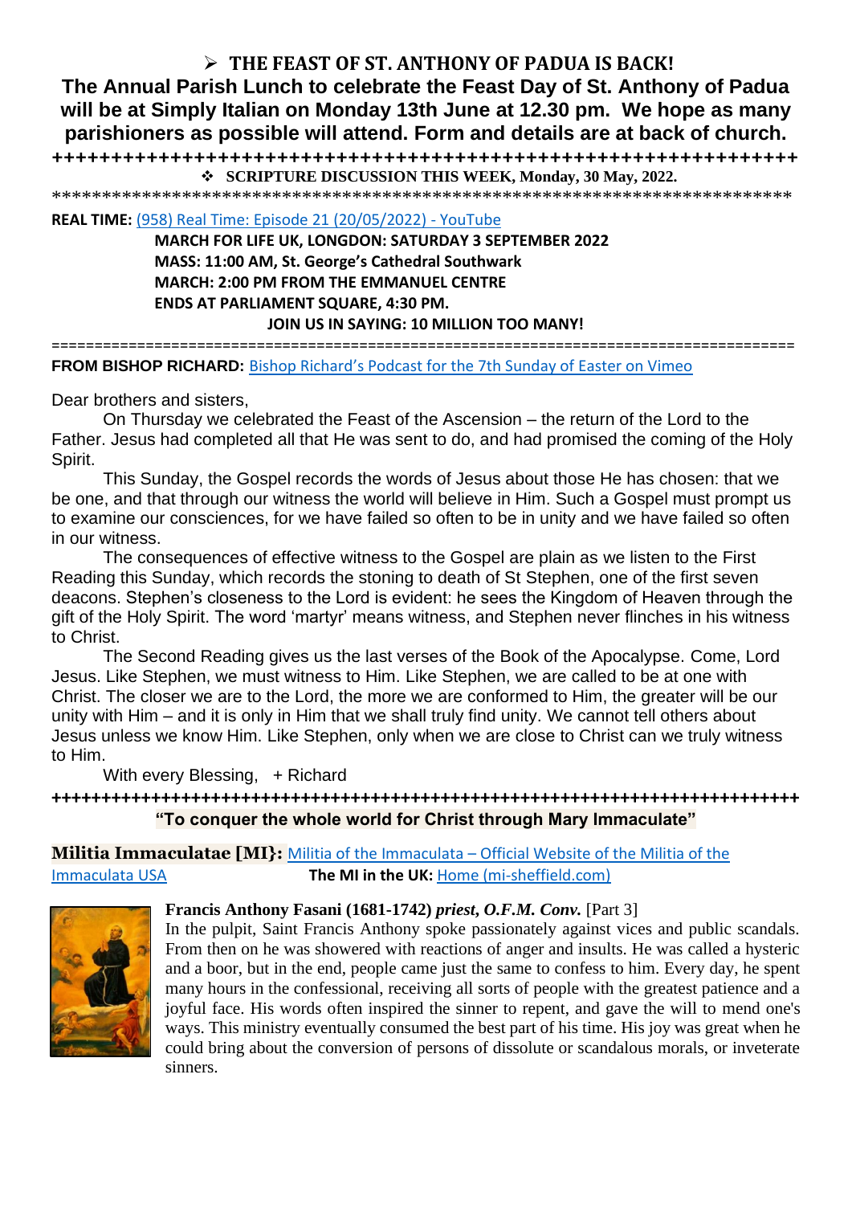## ➢ THE FEAST OF ST. ANTHONY OF PADUA IS BACK!

**The Annual Parish Lunch to celebrate the Feast Day of St. Anthony of Padua will be at Simply Italian on Monday 13th June at 12.30 pm. We hope as many parishioners as possible will attend. Form and details are at back of church.**

++++++++++++++++++++++++++++++++++++++++++++++++++++++++++++++

❖ **SCRIPTURE DISCUSSION THIS WEEK, Monday, 30 May, 2022.**

**************************************************************************

**REAL TIME:** (958) Real Time: Episode 21 (20/05/2022) - YouTube

**MARCH FOR LIFE UK, LONGDON: SATURDAY 3 SEPTEMBER 2022**
**MASS: 11:00 AM, St. George's Cathedral Southwark**
**MARCH: 2:00 PM FROM THE EMMANUEL CENTRE**
**ENDS AT PARLIAMENT SQUARE, 4:30 PM.**
**JOIN US IN SAYING: 10 MILLION TOO MANY!**

=====================================================================================

**FROM BISHOP RICHARD:** Bishop Richard's Podcast for the 7th Sunday of Easter on Vimeo

Dear brothers and sisters,

On Thursday we celebrated the Feast of the Ascension – the return of the Lord to the Father. Jesus had completed all that He was sent to do, and had promised the coming of the Holy Spirit.

This Sunday, the Gospel records the words of Jesus about those He has chosen: that we be one, and that through our witness the world will believe in Him. Such a Gospel must prompt us to examine our consciences, for we have failed so often to be in unity and we have failed so often in our witness.

The consequences of effective witness to the Gospel are plain as we listen to the First Reading this Sunday, which records the stoning to death of St Stephen, one of the first seven deacons. Stephen's closeness to the Lord is evident: he sees the Kingdom of Heaven through the gift of the Holy Spirit. The word 'martyr' means witness, and Stephen never flinches in his witness to Christ.

The Second Reading gives us the last verses of the Book of the Apocalypse. Come, Lord Jesus. Like Stephen, we must witness to Him. Like Stephen, we are called to be at one with Christ. The closer we are to the Lord, the more we are conformed to Him, the greater will be our unity with Him – and it is only in Him that we shall truly find unity. We cannot tell others about Jesus unless we know Him. Like Stephen, only when we are close to Christ can we truly witness to Him.

With every Blessing, + Richard

++++++++++++++++++++++++++++++++++++++++++++++++++++++++++++++++++++++++++

**"To conquer the whole world for Christ through Mary Immaculate"**

**Militia Immaculatae [MI}:** Militia of the Immaculata – Official Website of the Militia of the Immaculata USA **The MI in the UK:** Home (mi-sheffield.com)

**Francis Anthony Fasani (1681-1742)** ***priest, O.F.M. Conv.*** [Part 3]

In the pulpit, Saint Francis Anthony spoke passionately against vices and public scandals. From then on he was showered with reactions of anger and insults. He was called a hysteric and a boor, but in the end, people came just the same to confess to him. Every day, he spent many hours in the confessional, receiving all sorts of people with the greatest patience and a joyful face. His words often inspired the sinner to repent, and gave the will to mend one's ways. This ministry eventually consumed the best part of his time. His joy was great when he could bring about the conversion of persons of dissolute or scandalous morals, or inveterate sinners.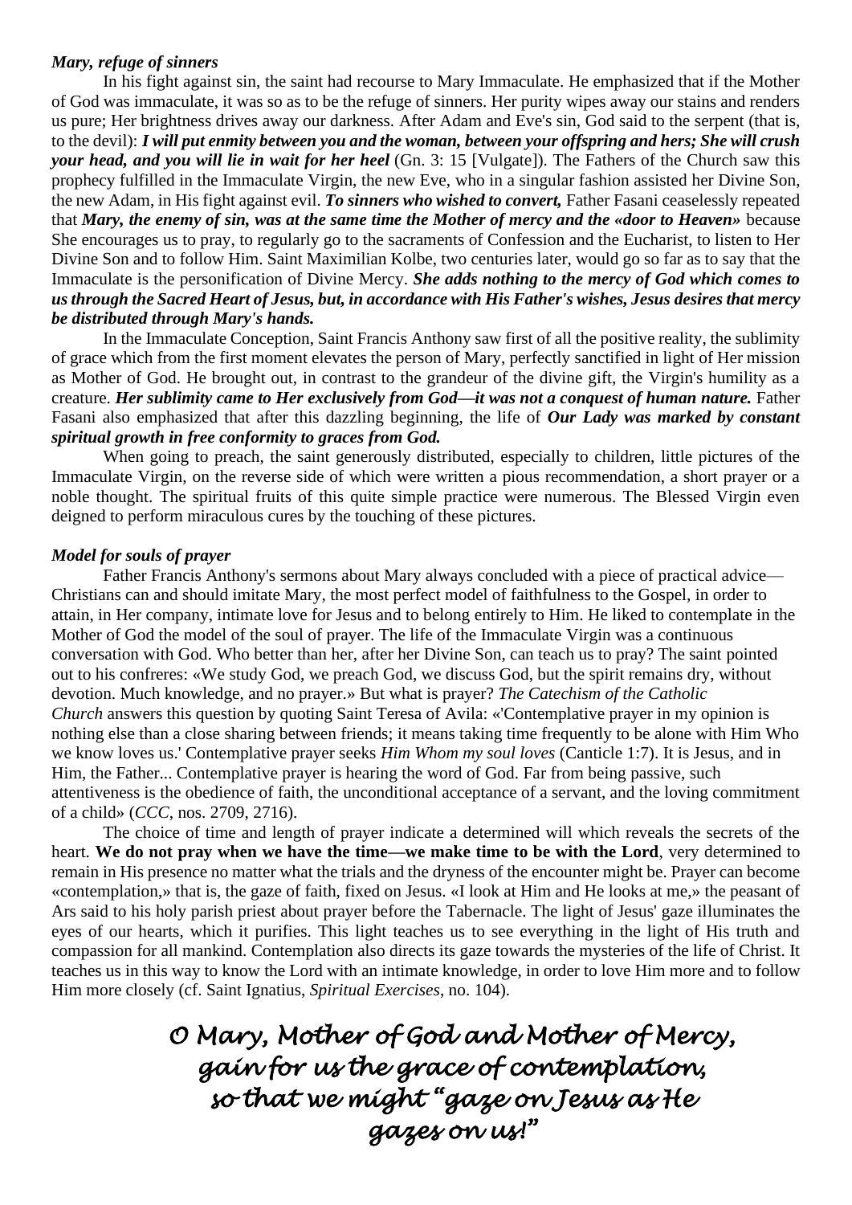### *Mary, refuge of sinners*

In his fight against sin, the saint had recourse to Mary Immaculate. He emphasized that if the Mother of God was immaculate, it was so as to be the refuge of sinners. Her purity wipes away our stains and renders us pure; Her brightness drives away our darkness. After Adam and Eve's sin, God said to the serpent (that is, to the devil): ***I will put enmity between you and the woman, between your offspring and hers; She will crush your head, and you will lie in wait for her heel*** (Gn. 3: 15 [Vulgate]). The Fathers of the Church saw this prophecy fulfilled in the Immaculate Virgin, the new Eve, who in a singular fashion assisted her Divine Son, the new Adam, in His fight against evil. ***To sinners who wished to convert,*** Father Fasani ceaselessly repeated that ***Mary, the enemy of sin, was at the same time the Mother of mercy and the «door to Heaven»*** because She encourages us to pray, to regularly go to the sacraments of Confession and the Eucharist, to listen to Her Divine Son and to follow Him. Saint Maximilian Kolbe, two centuries later, would go so far as to say that the Immaculate is the personification of Divine Mercy. ***She adds nothing to the mercy of God which comes to us through the Sacred Heart of Jesus, but, in accordance with His Father's wishes, Jesus desires that mercy be distributed through Mary's hands.***

In the Immaculate Conception, Saint Francis Anthony saw first of all the positive reality, the sublimity of grace which from the first moment elevates the person of Mary, perfectly sanctified in light of Her mission as Mother of God. He brought out, in contrast to the grandeur of the divine gift, the Virgin's humility as a creature. ***Her sublimity came to Her exclusively from God—it was not a conquest of human nature.*** Father Fasani also emphasized that after this dazzling beginning, the life of ***Our Lady was marked by constant spiritual growth in free conformity to graces from God.***

When going to preach, the saint generously distributed, especially to children, little pictures of the Immaculate Virgin, on the reverse side of which were written a pious recommendation, a short prayer or a noble thought. The spiritual fruits of this quite simple practice were numerous. The Blessed Virgin even deigned to perform miraculous cures by the touching of these pictures.

### *Model for souls of prayer*

Father Francis Anthony's sermons about Mary always concluded with a piece of practical advice—Christians can and should imitate Mary, the most perfect model of faithfulness to the Gospel, in order to attain, in Her company, intimate love for Jesus and to belong entirely to Him. He liked to contemplate in the Mother of God the model of the soul of prayer. The life of the Immaculate Virgin was a continuous conversation with God. Who better than her, after her Divine Son, can teach us to pray? The saint pointed out to his confreres: «We study God, we preach God, we discuss God, but the spirit remains dry, without devotion. Much knowledge, and no prayer.» But what is prayer? *The Catechism of the Catholic Church* answers this question by quoting Saint Teresa of Avila: «'Contemplative prayer in my opinion is nothing else than a close sharing between friends; it means taking time frequently to be alone with Him Who we know loves us.' Contemplative prayer seeks *Him Whom my soul loves* (Canticle 1:7). It is Jesus, and in Him, the Father... Contemplative prayer is hearing the word of God. Far from being passive, such attentiveness is the obedience of faith, the unconditional acceptance of a servant, and the loving commitment of a child» (*CCC*, nos. 2709, 2716).

The choice of time and length of prayer indicate a determined will which reveals the secrets of the heart. **We do not pray when we have the time—we make time to be with the Lord**, very determined to remain in His presence no matter what the trials and the dryness of the encounter might be. Prayer can become «contemplation,» that is, the gaze of faith, fixed on Jesus. «I look at Him and He looks at me,» the peasant of Ars said to his holy parish priest about prayer before the Tabernacle. The light of Jesus' gaze illuminates the eyes of our hearts, which it purifies. This light teaches us to see everything in the light of His truth and compassion for all mankind. Contemplation also directs its gaze towards the mysteries of the life of Christ. It teaches us in this way to know the Lord with an intimate knowledge, in order to love Him more and to follow Him more closely (cf. Saint Ignatius, *Spiritual Exercises*, no. 104).

*O Mary, Mother of God and Mother of Mercy,*
*gain for us the grace of contemplation,*
*so that we might "gaze on Jesus as He gazes on us!"*